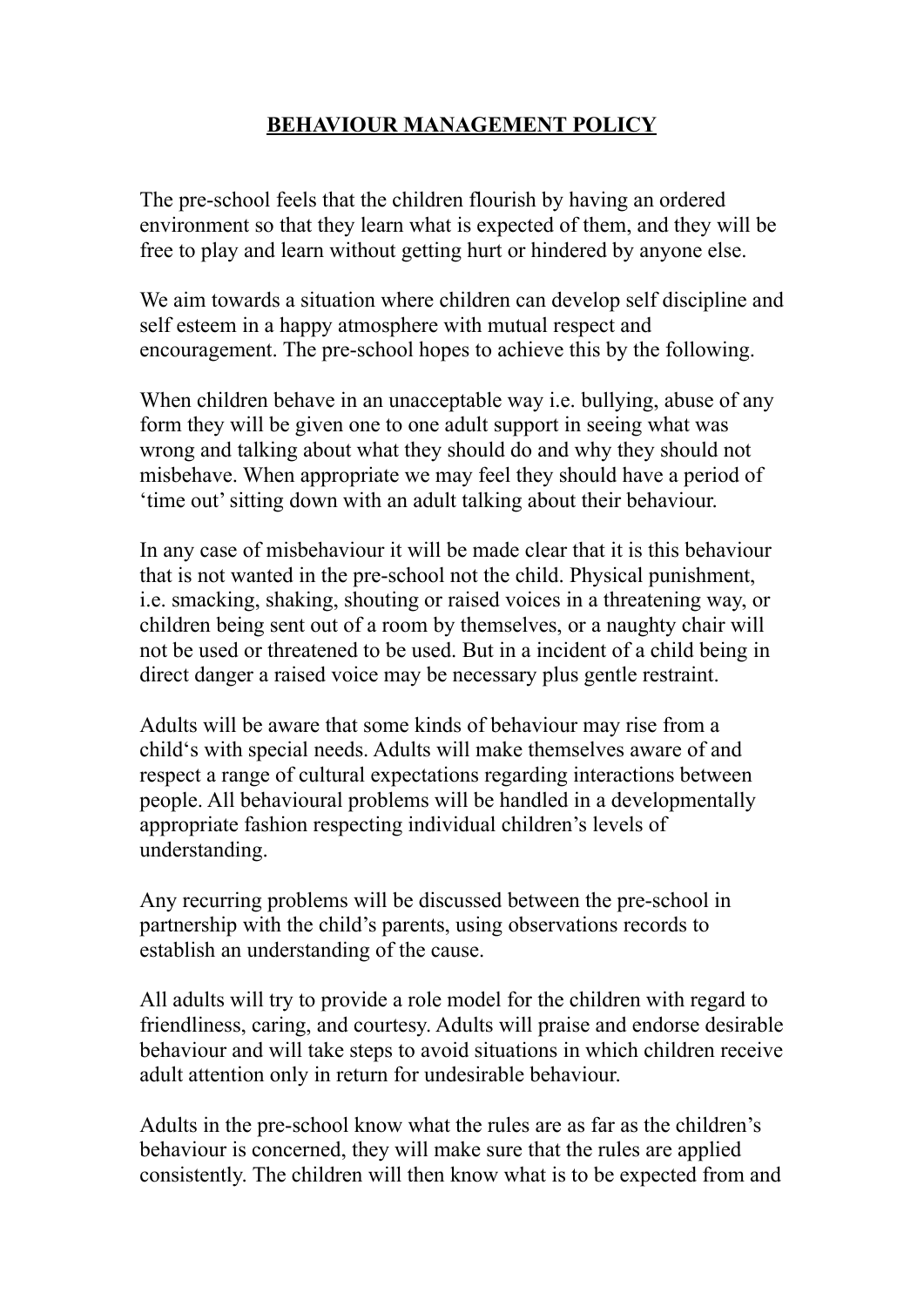# BEHAVIOUR MANAGEMENT POLICY

The pre-school feels that the children flourish by having an ordered environment so that they learn what is expected of them, and they will be free to play and learn without getting hurt or hindered by anyone else.

We aim towards a situation where children can develop self discipline and self esteem in a happy atmosphere with mutual respect and encouragement. The pre-school hopes to achieve this by the following.

When children behave in an unacceptable way i.e. bullying, abuse of any form they will be given one to one adult support in seeing what was wrong and talking about what they should do and why they should not misbehave. When appropriate we may feel they should have a period of 'time out' sitting down with an adult talking about their behaviour.

In any case of misbehaviour it will be made clear that it is this behaviour that is not wanted in the pre-school not the child. Physical punishment, i.e. smacking, shaking, shouting or raised voices in a threatening way, or children being sent out of a room by themselves, or a naughty chair will not be used or threatened to be used. But in a incident of a child being in direct danger a raised voice may be necessary plus gentle restraint.

Adults will be aware that some kinds of behaviour may rise from a child's with special needs. Adults will make themselves aware of and respect a range of cultural expectations regarding interactions between people. All behavioural problems will be handled in a developmentally appropriate fashion respecting individual children's levels of understanding.

Any recurring problems will be discussed between the pre-school in partnership with the child's parents, using observations records to establish an understanding of the cause.

All adults will try to provide a role model for the children with regard to friendliness, caring, and courtesy. Adults will praise and endorse desirable behaviour and will take steps to avoid situations in which children receive adult attention only in return for undesirable behaviour.

Adults in the pre-school know what the rules are as far as the children's behaviour is concerned, they will make sure that the rules are applied consistently. The children will then know what is to be expected from and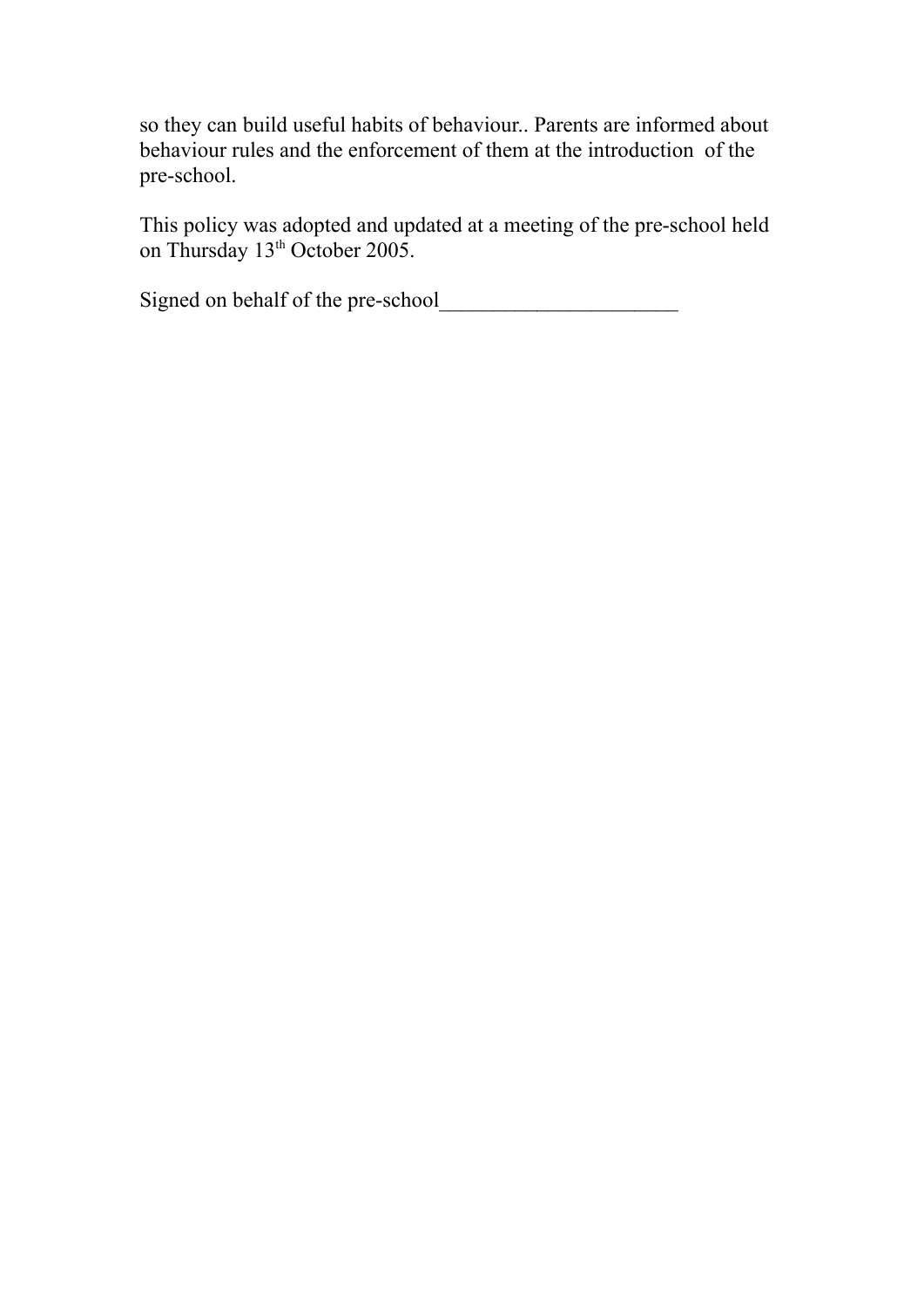so they can build useful habits of behaviour.. Parents are informed about behaviour rules and the enforcement of them at the introduction of the pre-school.

This policy was adopted and updated at a meeting of the pre-school held on Thursday 13th October 2005.

Signed on behalf of the pre-school______________________